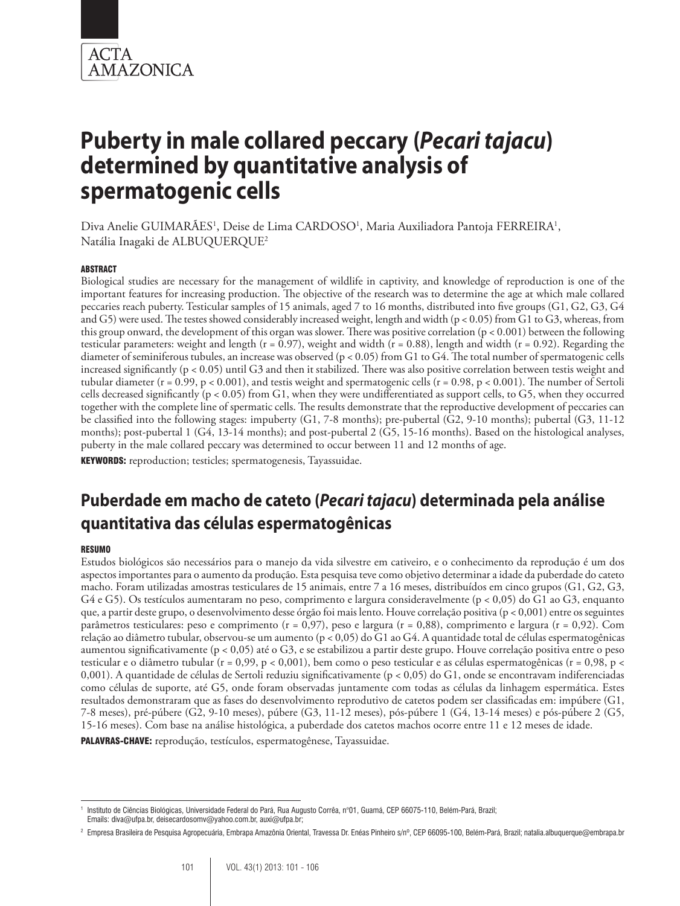# Puberty in male collared peccary (*Pecari tajacu*) determined by quantitative analysis of spermatogenic cells

Diva Anelie GUIMARÃES[1], Deise de Lima CARDOSO[1], Maria Auxiliadora Pantoja FERREIRA[1], Natália Inagaki de ALBUQUERQUE[2]

#### ABSTRACT

Biological studies are necessary for the management of wildlife in captivity, and knowledge of reproduction is one of the important features for increasing production. The objective of the research was to determine the age at which male collared peccaries reach puberty. Testicular samples of 15 animals, aged 7 to 16 months, distributed into five groups (G1, G2, G3, G4 and G5) were used. The testes showed considerably increased weight, length and width ($p < 0.05$) from G1 to G3, whereas, from this group onward, the development of this organ was slower. There was positive correlation ($p < 0.001$) between the following testicular parameters: weight and length ($r = 0.97$), weight and width ($r = 0.88$), length and width ($r = 0.92$). Regarding the diameter of seminiferous tubules, an increase was observed ($p < 0.05$) from G1 to G4. The total number of spermatogenic cells increased significantly ($p < 0.05$) until G3 and then it stabilized. There was also positive correlation between testis weight and tubular diameter ($r = 0.99$, $p < 0.001$), and testis weight and spermatogenic cells ($r = 0.98$, $p < 0.001$). The number of Sertoli cells decreased significantly ($p < 0.05$) from G1, when they were undifferentiated as support cells, to G5, when they occurred together with the complete line of spermatic cells. The results demonstrate that the reproductive development of peccaries can be classified into the following stages: impuberty (G1, 7-8 months); pre-pubertal (G2, 9-10 months); pubertal (G3, 11-12 months); post-pubertal 1 (G4, 13-14 months); and post-pubertal 2 (G5, 15-16 months). Based on the histological analyses, puberty in the male collared peccary was determined to occur between 11 and 12 months of age.

**KEYWORDS:** reproduction; testicles; spermatogenesis, Tayassuidae.

## Puberdade em macho de cateto (*Pecari tajacu*) determinada pela análise quantitativa das células espermatogênicas

#### RESUMO

Estudos biológicos são necessários para o manejo da vida silvestre em cativeiro, e o conhecimento da reprodução é um dos aspectos importantes para o aumento da produção. Esta pesquisa teve como objetivo determinar a idade da puberdade do cateto macho. Foram utilizadas amostras testiculares de 15 animais, entre 7 a 16 meses, distribuídos em cinco grupos (G1, G2, G3, G4 e G5). Os testículos aumentaram no peso, comprimento e largura consideravelmente ($p < 0,05$) do G1 ao G3, enquanto que, a partir deste grupo, o desenvolvimento desse órgão foi mais lento. Houve correlação positiva ($p < 0,001$) entre os seguintes parâmetros testiculares: peso e comprimento ($r = 0,97$), peso e largura ($r = 0,88$), comprimento e largura ($r = 0,92$). Com relação ao diâmetro tubular, observou-se um aumento ($p < 0,05$) do G1 ao G4. A quantidade total de células espermatogênicas aumentou significativamente ($p < 0,05$) até o G3, e se estabilizou a partir deste grupo. Houve correlação positiva entre o peso testicular e o diâmetro tubular ($r = 0,99$, $p < 0,001$), bem como o peso testicular e as células espermatogênicas ($r = 0,98$, $p < 0,001$). A quantidade de células de Sertoli reduziu significativamente ($p < 0,05$) do G1, onde se encontravam indiferenciadas como células de suporte, até G5, onde foram observadas juntamente com todas as células da linhagem espermática. Estes resultados demonstraram que as fases do desenvolvimento reprodutivo de catetos podem ser classificadas em: impúbere (G1, 7-8 meses), pré-púbere (G2, 9-10 meses), púbere (G3, 11-12 meses), pós-púbere 1 (G4, 13-14 meses) e pós-púbere 2 (G5, 15-16 meses). Com base na análise histológica, a puberdade dos catetos machos ocorre entre 11 e 12 meses de idade.

**PALAVRAS-CHAVE:** reprodução, testículos, espermatogênese, Tayassuidae.

---

[1] Instituto de Ciências Biológicas, Universidade Federal do Pará, Rua Augusto Corrêa, n°01, Guamá, CEP 66075-110, Belém-Pará, Brazil; Emails: diva@ufpa.br, deisecardosomv@yahoo.com.br, auxi@ufpa.br;

[2] Empresa Brasileira de Pesquisa Agropecuária, Embrapa Amazônia Oriental, Travessa Dr. Enéas Pinheiro s/nº, CEP 66095-100, Belém-Pará, Brazil; natalia.albuquerque@embrapa.br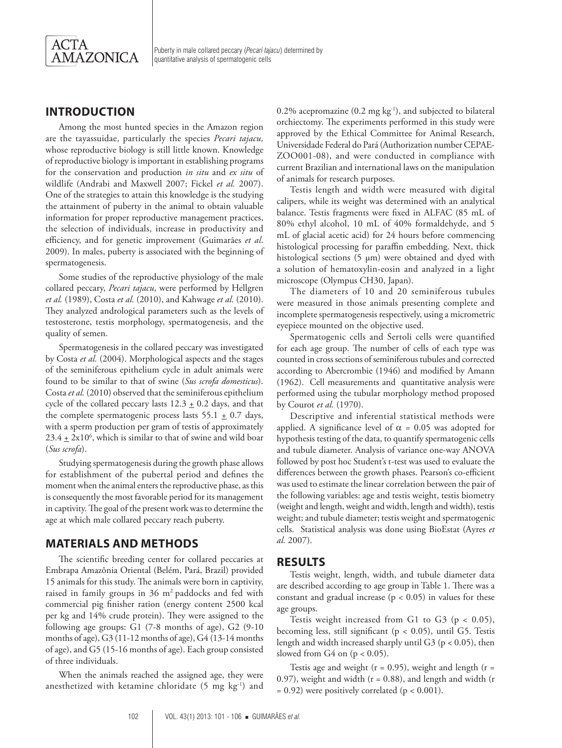## INTRODUCTION

Among the most hunted species in the Amazon region are the tayassuidae, particularly the species *Pecari tajacu,* whose reproductive biology is still little known. Knowledge of reproductive biology is important in establishing programs for the conservation and production *in situ* and *ex situ* of wildlife (Andrabi and Maxwell 2007; Fickel *et al.* 2007). One of the strategies to attain this knowledge is the studying the attainment of puberty in the animal to obtain valuable information for proper reproductive management practices, the selection of individuals, increase in productivity and efficiency, and for genetic improvement (Guimarães *et al.* 2009). In males, puberty is associated with the beginning of spermatogenesis.

Some studies of the reproductive physiology of the male collared peccary, *Pecari tajacu*, were performed by Hellgren *et al.* (1989), Costa *et al.* (2010), and Kahwage *et al.* (2010). They analyzed andrological parameters such as the levels of testosterone, testis morphology, spermatogenesis, and the quality of semen.

Spermatogenesis in the collared peccary was investigated by Costa *et al.* (2004). Morphological aspects and the stages of the seminiferous epithelium cycle in adult animals were found to be similar to that of swine (*Sus scrofa domesticus*). Costa *et al.* (2010) observed that the seminiferous epithelium cycle of the collared peccary lasts $12.3 \pm 0.2$ days, and that the complete spermatogenic process lasts $55.1 \pm 0.7$ days, with a sperm production per gram of testis of approximately $23.4 \pm 2\text{x}10^6$, which is similar to that of swine and wild boar (*Sus scrofa*).

Studying spermatogenesis during the growth phase allows for establishment of the pubertal period and defines the moment when the animal enters the reproductive phase, as this is consequently the most favorable period for its management in captivity. The goal of the present work was to determine the age at which male collared peccary reach puberty.

## MATERIALS AND METHODS

The scientific breeding center for collared peccaries at Embrapa Amazônia Oriental (Belém, Pará, Brazil) provided 15 animals for this study. The animals were born in captivity, raised in family groups in 36 m$^2$ paddocks and fed with commercial pig finisher ration (energy content 2500 kcal per kg and 14% crude protein). They were assigned to the following age groups: G1 (7-8 months of age), G2 (9-10 months of age), G3 (11-12 months of age), G4 (13-14 months of age), and G5 (15-16 months of age). Each group consisted of three individuals.

When the animals reached the assigned age, they were anesthetized with ketamine chloridate (5 mg kg$^{-1}$) and 0.2% acepromazine (0.2 mg kg$^{-1}$), and subjected to bilateral orchiectomy. The experiments performed in this study were approved by the Ethical Committee for Animal Research, Universidade Federal do Pará (Authorization number CEPAE-ZOO001-08), and were conducted in compliance with current Brazilian and international laws on the manipulation of animals for research purposes.

Testis length and width were measured with digital calipers, while its weight was determined with an analytical balance. Testis fragments were fixed in ALFAC (85 mL of 80% ethyl alcohol, 10 mL of 40% formaldehyde, and 5 mL of glacial acetic acid) for 24 hours before commencing histological processing for paraffin embedding. Next, thick histological sections (5 µm) were obtained and dyed with a solution of hematoxylin-eosin and analyzed in a light microscope (Olympus CH30, Japan).

The diameters of 10 and 20 seminiferous tubules were measured in those animals presenting complete and incomplete spermatogenesis respectively, using a micrometric eyepiece mounted on the objective used.

Spermatogenic cells and Sertoli cells were quantified for each age group. The number of cells of each type was counted in cross sections of seminiferous tubules and corrected according to Abercrombie (1946) and modified by Amann (1962). Cell measurements and quantitative analysis were performed using the tubular morphology method proposed by Courot *et al.* (1970).

Descriptive and inferential statistical methods were applied. A significance level of $\alpha = 0.05$ was adopted for hypothesis testing of the data, to quantify spermatogenic cells and tubule diameter. Analysis of variance one-way ANOVA followed by post hoc Student's t-test was used to evaluate the differences between the growth phases. Pearson's co-efficient was used to estimate the linear correlation between the pair of the following variables: age and testis weight, testis biometry (weight and length, weight and width, length and width), testis weight; and tubule diameter; testis weight and spermatogenic cells. Statistical analysis was done using BioEstat (Ayres *et al.* 2007).

## RESULTS

Testis weight, length, width, and tubule diameter data are described according to age group in Table 1. There was a constant and gradual increase ($p < 0.05$) in values for these age groups.

Testis weight increased from G1 to G3 ($p < 0.05$), becoming less, still significant ($p < 0.05$), until G5. Testis length and width increased sharply until G3 ($p < 0.05$), then slowed from G4 on ($p < 0.05$).

Testis age and weight ($r = 0.95$), weight and length ($r = 0.97$), weight and width ($r = 0.88$), and length and width ($r = 0.92$) were positively correlated ($p < 0.001$).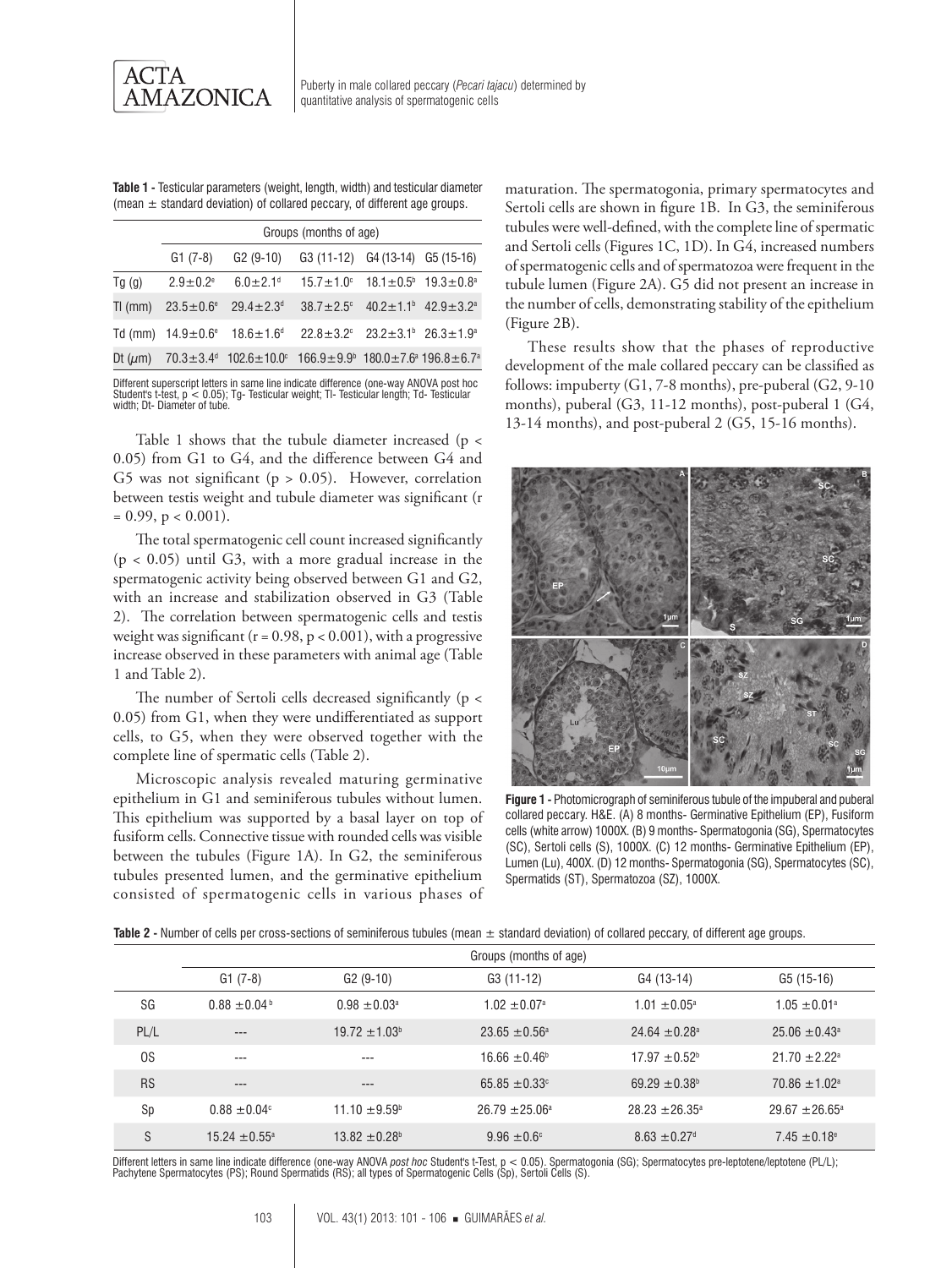**Table 1 -** Testicular parameters (weight, length, width) and testicular diameter (mean ± standard deviation) of collared peccary, of different age groups.

| | Groups (months of age) | | | | |
|---|---|---|---|---|---|
| | G1 (7-8) | G2 (9-10) | G3 (11-12) | G4 (13-14) | G5 (15-16) |
| Tg (g) | $2.9\pm0.2^{e}$ | $6.0\pm2.1^{d}$ | $15.7\pm1.0^{c}$ | $18.1\pm0.5^{b}$ | $19.3\pm0.8^{a}$ |
| Tl (mm) | $23.5\pm0.6^{e}$ | $29.4\pm2.3^{d}$ | $38.7\pm2.5^{c}$ | $40.2\pm1.1^{b}$ | $42.9\pm3.2^{a}$ |
| Td (mm) | $14.9\pm0.6^{e}$ | $18.6\pm1.6^{d}$ | $22.8\pm3.2^{c}$ | $23.2\pm3.1^{b}$ | $26.3\pm1.9^{a}$ |
| Dt ($\mu$m) | $70.3\pm3.4^{d}$ | $102.6\pm10.0^{c}$ | $166.9\pm9.9^{b}$ | $180.0\pm7.6^{a}$ | $196.8\pm6.7^{a}$ |

Different superscript letters in same line indicate difference (one-way ANOVA post hoc Student's t-test, $p < 0.05$); Tg- Testicular weight; Tl- Testicular length; Td- Testicular width; Dt- Diameter of tube.

Table 1 shows that the tubule diameter increased ($p < 0.05$) from G1 to G4, and the difference between G4 and G5 was not significant ($p > 0.05$). However, correlation between testis weight and tubule diameter was significant ($r = 0.99$, $p < 0.001$).

The total spermatogenic cell count increased significantly ($p < 0.05$) until G3, with a more gradual increase in the spermatogenic activity being observed between G1 and G2, with an increase and stabilization observed in G3 (Table 2). The correlation between spermatogenic cells and testis weight was significant ($r = 0.98$, $p < 0.001$), with a progressive increase observed in these parameters with animal age (Table 1 and Table 2).

The number of Sertoli cells decreased significantly ($p < 0.05$) from G1, when they were undifferentiated as support cells, to G5, when they were observed together with the complete line of spermatic cells (Table 2).

Microscopic analysis revealed maturing germinative epithelium in G1 and seminiferous tubules without lumen. This epithelium was supported by a basal layer on top of fusiform cells. Connective tissue with rounded cells was visible between the tubules (Figure 1A). In G2, the seminiferous tubules presented lumen, and the germinative epithelium consisted of spermatogenic cells in various phases of maturation. The spermatogonia, primary spermatocytes and Sertoli cells are shown in figure 1B. In G3, the seminiferous tubules were well-defined, with the complete line of spermatic and Sertoli cells (Figures 1C, 1D). In G4, increased numbers of spermatogenic cells and of spermatozoa were frequent in the tubule lumen (Figure 2A). G5 did not present an increase in the number of cells, demonstrating stability of the epithelium (Figure 2B).

These results show that the phases of reproductive development of the male collared peccary can be classified as follows: impuberty (G1, 7-8 months), pre-puberal (G2, 9-10 months), puberal (G3, 11-12 months), post-puberal 1 (G4, 13-14 months), and post-puberal 2 (G5, 15-16 months).

**Figure 1 -** Photomicrograph of seminiferous tubule of the impuberal and puberal collared peccary. H&E. (A) 8 months- Germinative Epithelium (EP), Fusiform cells (white arrow) 1000X. (B) 9 months- Spermatogonia (SG), Spermatocytes (SC), Sertoli cells (S), 1000X. (C) 12 months- Germinative Epithelium (EP), Lumen (Lu), 400X. (D) 12 months- Spermatogonia (SG), Spermatocytes (SC), Spermatids (ST), Spermatozoa (SZ), 1000X.

**Table 2 -** Number of cells per cross-sections of seminiferous tubules (mean ± standard deviation) of collared peccary, of different age groups.

| | Groups (months of age) | | | | |
|---|---|---|---|---|---|
| | G1 (7-8) | G2 (9-10) | G3 (11-12) | G4 (13-14) | G5 (15-16) |
| SG | $0.88\pm0.04^{b}$ | $0.98\pm0.03^{a}$ | $1.02\pm0.07^{a}$ | $1.01\pm0.05^{a}$ | $1.05\pm0.01^{a}$ |
| PL/L | --- | $19.72\pm1.03^{b}$ | $23.65\pm0.56^{a}$ | $24.64\pm0.28^{a}$ | $25.06\pm0.43^{a}$ |
| OS | --- | --- | $16.66\pm0.46^{b}$ | $17.97\pm0.52^{b}$ | $21.70\pm2.22^{a}$ |
| RS | --- | --- | $65.85\pm0.33^{c}$ | $69.29\pm0.38^{b}$ | $70.86\pm1.02^{a}$ |
| Sp | $0.88\pm0.04^{c}$ | $11.10\pm9.59^{b}$ | $26.79\pm25.06^{a}$ | $28.23\pm26.35^{a}$ | $29.67\pm26.65^{a}$ |
| S | $15.24\pm0.55^{a}$ | $13.82\pm0.28^{b}$ | $9.96\pm0.6^{c}$ | $8.63\pm0.27^{d}$ | $7.45\pm0.18^{e}$ |

Different letters in same line indicate difference (one-way ANOVA *post hoc* Student's t-Test, $p < 0.05$). Spermatogonia (SG); Spermatocytes pre-leptotene/leptotene (PL/L); Pachytene Spermatocytes (PS); Round Spermatids (RS); all types of Spermatogenic Cells (Sp), Sertoli Cells (S).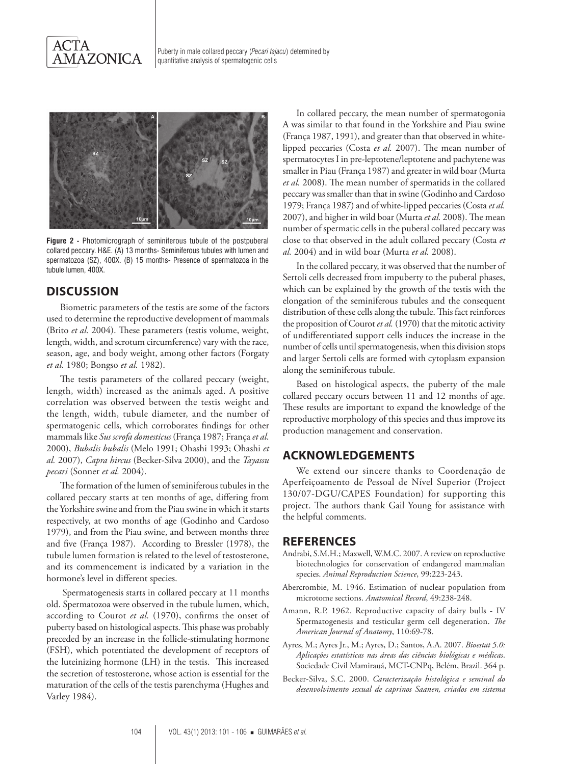**Figure 2 -** Photomicrograph of seminiferous tubule of the postpuberal collared peccary. H&E. (A) 13 months- Seminiferous tubules with lumen and spermatozoa (SZ), 400X. (B) 15 months- Presence of spermatozoa in the tubule lumen, 400X.

## DISCUSSION

Biometric parameters of the testis are some of the factors used to determine the reproductive development of mammals (Brito *et al.* 2004). These parameters (testis volume, weight, length, width, and scrotum circumference) vary with the race, season, age, and body weight, among other factors (Forgaty *et al.* 1980; Bongso *et al.* 1982).

The testis parameters of the collared peccary (weight, length, width) increased as the animals aged. A positive correlation was observed between the testis weight and the length, width, tubule diameter, and the number of spermatogenic cells, which corroborates findings for other mammals like *Sus scrofa domesticus* (França 1987; França *et al.* 2000), *Bubalis bubalis* (Melo 1991; Ohashi 1993; Ohashi *et al.* 2007), *Capra hircus* (Becker-Silva 2000), and the *Tayassu pecari* (Sonner *et al.* 2004).

The formation of the lumen of seminiferous tubules in the collared peccary starts at ten months of age, differing from the Yorkshire swine and from the Piau swine in which it starts respectively, at two months of age (Godinho and Cardoso 1979), and from the Piau swine, and between months three and five (França 1987). According to Bressler (1978), the tubule lumen formation is related to the level of testosterone, and its commencement is indicated by a variation in the hormone's level in different species.

Spermatogenesis starts in collared peccary at 11 months old. Spermatozoa were observed in the tubule lumen, which, according to Courot *et al.* (1970), confirms the onset of puberty based on histological aspects. This phase was probably preceded by an increase in the follicle-stimulating hormone (FSH), which potentiated the development of receptors of the luteinizing hormone (LH) in the testis. This increased the secretion of testosterone, whose action is essential for the maturation of the cells of the testis parenchyma (Hughes and Varley 1984).

In collared peccary, the mean number of spermatogonia A was similar to that found in the Yorkshire and Piau swine (França 1987, 1991), and greater than that observed in white-lipped peccaries (Costa *et al.* 2007). The mean number of spermatocytes I in pre-leptotene/leptotene and pachytene was smaller in Piau (França 1987) and greater in wild boar (Murta *et al.* 2008). The mean number of spermatids in the collared peccary was smaller than that in swine (Godinho and Cardoso 1979; França 1987) and of white-lipped peccaries (Costa *et al.* 2007), and higher in wild boar (Murta *et al.* 2008). The mean number of spermatic cells in the puberal collared peccary was close to that observed in the adult collared peccary (Costa *et al.* 2004) and in wild boar (Murta *et al.* 2008).

In the collared peccary, it was observed that the number of Sertoli cells decreased from impuberty to the puberal phases, which can be explained by the growth of the testis with the elongation of the seminiferous tubules and the consequent distribution of these cells along the tubule. This fact reinforces the proposition of Courot *et al.* (1970) that the mitotic activity of undifferentiated support cells induces the increase in the number of cells until spermatogenesis, when this division stops and larger Sertoli cells are formed with cytoplasm expansion along the seminiferous tubule.

Based on histological aspects, the puberty of the male collared peccary occurs between 11 and 12 months of age. These results are important to expand the knowledge of the reproductive morphology of this species and thus improve its production management and conservation.

## ACKNOWLEDGEMENTS

We extend our sincere thanks to Coordenação de Aperfeiçoamento de Pessoal de Nível Superior (Project 130/07-DGU/CAPES Foundation) for supporting this project. The authors thank Gail Young for assistance with the helpful comments.

## REFERENCES

Andrabi, S.M.H.; Maxwell, W.M.C. 2007. A review on reproductive biotechnologies for conservation of endangered mammalian species. *Animal Reproduction Science*, 99:223-243.

Abercrombie, M. 1946. Estimation of nuclear population from microtome sections. *Anatomical Record*, 49:238-248.

Amann, R.P. 1962. Reproductive capacity of dairy bulls - IV Spermatogenesis and testicular germ cell degeneration. *The American Journal of Anatomy*, 110:69-78.

Ayres, M.; Ayres Jr., M.; Ayres, D.; Santos, A.A. 2007. *Bioestat 5.0: Aplicações estatísticas nas áreas das ciências biológicas e médicas*. Sociedade Civil Mamirauá, MCT-CNPq, Belém, Brazil. 364 p.

Becker-Silva, S.C. 2000. *Caracterização histológica e seminal do desenvolvimento sexual de caprinos Saanen, criados em sistema*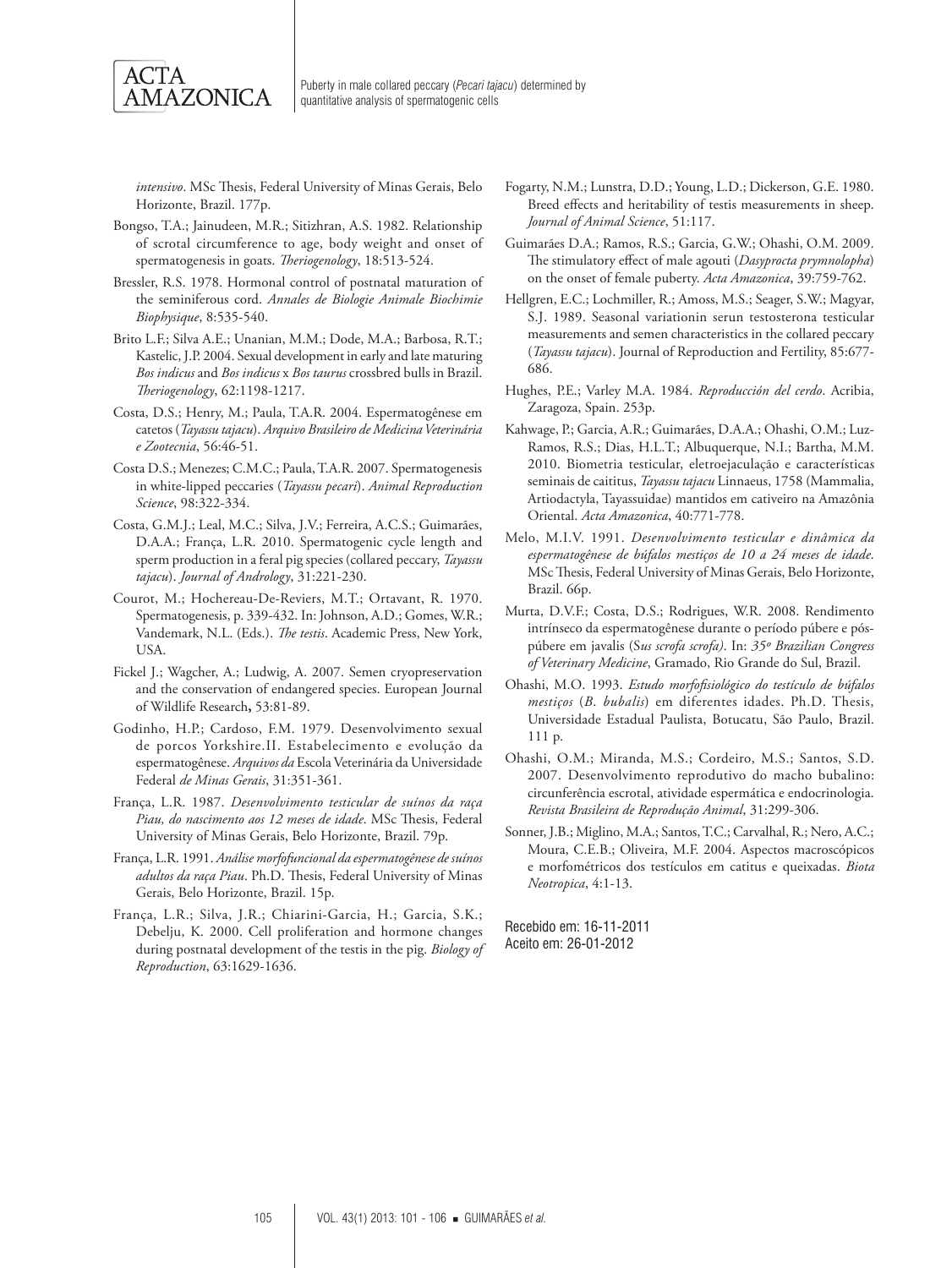*intensivo*. MSc Thesis, Federal University of Minas Gerais, Belo Horizonte, Brazil. 177p.

Bongso, T.A.; Jainudeen, M.R.; Sitizhran, A.S. 1982. Relationship of scrotal circumference to age, body weight and onset of spermatogenesis in goats. *Theriogenology*, 18:513-524.

Bressler, R.S. 1978. Hormonal control of postnatal maturation of the seminiferous cord. *Annales de Biologie Animale Biochimie Biophysique*, 8:535-540.

Brito L.F.; Silva A.E.; Unanian, M.M.; Dode, M.A.; Barbosa, R.T.; Kastelic, J.P. 2004. Sexual development in early and late maturing *Bos indicus* and *Bos indicus* x *Bos taurus* crossbred bulls in Brazil. *Theriogenology*, 62:1198-1217.

Costa, D.S.; Henry, M.; Paula, T.A.R. 2004. Espermatogênese em catetos (*Tayassu tajacu*). *Arquivo Brasileiro de Medicina Veterinária e Zootecnia*, 56:46-51.

Costa D.S.; Menezes; C.M.C.; Paula, T.A.R. 2007. Spermatogenesis in white-lipped peccaries (*Tayassu pecari*). *Animal Reproduction Science*, 98:322-334.

Costa, G.M.J.; Leal, M.C.; Silva, J.V.; Ferreira, A.C.S.; Guimarães, D.A.A.; França, L.R. 2010. Spermatogenic cycle length and sperm production in a feral pig species (collared peccary, *Tayassu tajacu*). *Journal of Andrology*, 31:221-230.

Courot, M.; Hochereau-De-Reviers, M.T.; Ortavant, R. 1970. Spermatogenesis, p. 339-432. In: Johnson, A.D.; Gomes, W.R.; Vandemark, N.L. (Eds.). *The testis*. Academic Press, New York, USA.

Fickel J.; Wagcher, A.; Ludwig, A. 2007. Semen cryopreservation and the conservation of endangered species. European Journal of Wildlife Research**,** 53:81-89.

Godinho, H.P.; Cardoso, F.M. 1979. Desenvolvimento sexual de porcos Yorkshire.II. Estabelecimento e evolução da espermatogênese. *Arquivos da* Escola Veterinária da Universidade Federal *de Minas Gerais*, 31:351-361.

França, L.R. 1987. *Desenvolvimento testicular de suínos da raça Piau, do nascimento aos 12 meses de idade*. MSc Thesis, Federal University of Minas Gerais, Belo Horizonte, Brazil. 79p.

França, L.R. 1991. *Análise morfofuncional da espermatogênese de suínos adultos da raça Piau*. Ph.D. Thesis, Federal University of Minas Gerais, Belo Horizonte, Brazil. 15p.

França, L.R.; Silva, J.R.; Chiarini-Garcia, H.; Garcia, S.K.; Debelju, K. 2000. Cell proliferation and hormone changes during postnatal development of the testis in the pig. *Biology of Reproduction*, 63:1629-1636.

Fogarty, N.M.; Lunstra, D.D.; Young, L.D.; Dickerson, G.E. 1980. Breed effects and heritability of testis measurements in sheep. *Journal of Animal Science*, 51:117.

Guimarães D.A.; Ramos, R.S.; Garcia, G.W.; Ohashi, O.M. 2009. The stimulatory effect of male agouti (*Dasyprocta prymnolopha*) on the onset of female puberty. *Acta Amazonica*, 39:759-762.

Hellgren, E.C.; Lochmiller, R.; Amoss, M.S.; Seager, S.W.; Magyar, S.J. 1989. Seasonal variationin serun testosterona testicular measurements and semen characteristics in the collared peccary (*Tayassu tajacu*). Journal of Reproduction and Fertility, 85:677-686.

Hughes, P.E.; Varley M.A. 1984. *Reproducción del cerdo*. Acribia, Zaragoza, Spain. 253p.

Kahwage, P.; Garcia, A.R.; Guimarães, D.A.A.; Ohashi, O.M.; Luz-Ramos, R.S.; Dias, H.L.T.; Albuquerque, N.I.; Bartha, M.M. 2010. Biometria testicular, eletroejaculação e características seminais de caititus, *Tayassu tajacu* Linnaeus, 1758 (Mammalia, Artiodactyla, Tayassuidae) mantidos em cativeiro na Amazônia Oriental. *Acta Amazonica*, 40:771-778.

Melo, M.I.V. 1991. *Desenvolvimento testicular e dinâmica da espermatogênese de búfalos mestiços de 10 a 24 meses de idade*. MSc Thesis, Federal University of Minas Gerais, Belo Horizonte, Brazil. 66p.

Murta, D.V.F.; Costa, D.S.; Rodrigues, W.R. 2008. Rendimento intrínseco da espermatogênese durante o período púbere e pós-púbere em javalis (S*us scrofa scrofa)*. In: *35º Brazilian Congress of Veterinary Medicine*, Gramado, Rio Grande do Sul, Brazil.

Ohashi, M.O. 1993. *Estudo morfofisiológico do testículo de búfalos mestiços* (*B. bubalis*) em diferentes idades. Ph.D. Thesis, Universidade Estadual Paulista, Botucatu, São Paulo, Brazil. 111 p.

Ohashi, O.M.; Miranda, M.S.; Cordeiro, M.S.; Santos, S.D. 2007. Desenvolvimento reprodutivo do macho bubalino: circunferência escrotal, atividade espermática e endocrinologia. *Revista Brasileira de Reprodução Animal*, 31:299-306.

Sonner, J.B.; Miglino, M.A.; Santos, T.C.; Carvalhal, R.; Nero, A.C.; Moura, C.E.B.; Oliveira, M.F. 2004. Aspectos macroscópicos e morfométricos dos testículos em catitus e queixadas. *Biota Neotropica*, 4:1-13.

Recebido em: 16-11-2011
Aceito em: 26-01-2012